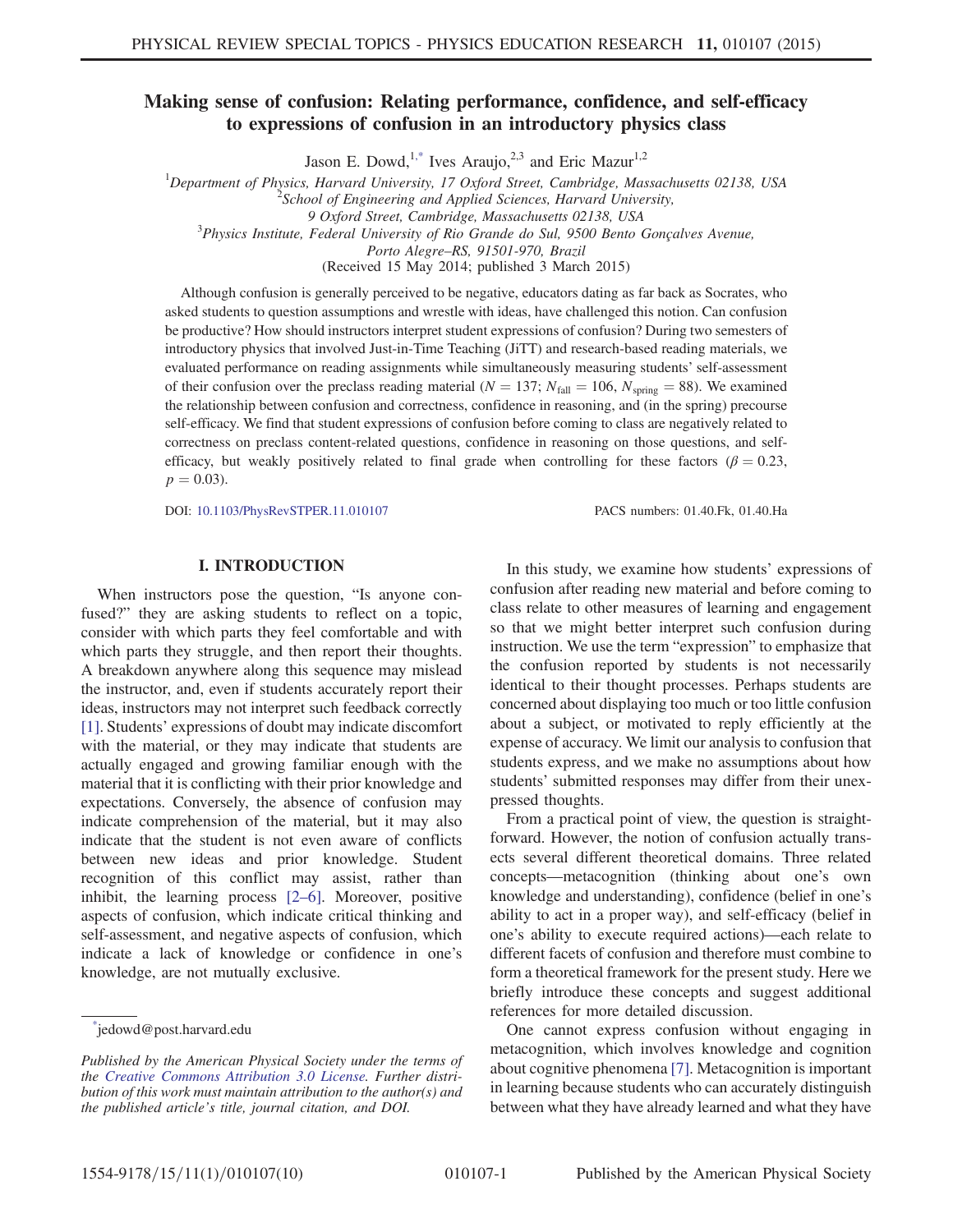# Making sense of confusion: Relating performance, confidence, and self-efficacy to expressions of confusion in an introductory physics class

Jason E. Dowd,[1,*] Ives Araujo,[2,3] and Eric Mazur[1,2]

[1]Department of Physics, Harvard University, 17 Oxford Street, Cambridge, Massachusetts 02138, USA
[2]School of Engineering and Applied Sciences, Harvard University, 9 Oxford Street, Cambridge, Massachusetts 02138, USA
[3]Physics Institute, Federal University of Rio Grande do Sul, 9500 Bento Gonçalves Avenue, Porto Alegre–RS, 91501-970, Brazil

(Received 15 May 2014; published 3 March 2015)

Although confusion is generally perceived to be negative, educators dating as far back as Socrates, who asked students to question assumptions and wrestle with ideas, have challenged this notion. Can confusion be productive? How should instructors interpret student expressions of confusion? During two semesters of introductory physics that involved Just-in-Time Teaching (JiTT) and research-based reading materials, we evaluated performance on reading assignments while simultaneously measuring students' self-assessment of their confusion over the preclass reading material ($N = 137$; $N_{\text{fall}} = 106$, $N_{\text{spring}} = 88$). We examined the relationship between confusion and correctness, confidence in reasoning, and (in the spring) precourse self-efficacy. We find that student expressions of confusion before coming to class are negatively related to correctness on preclass content-related questions, confidence in reasoning on those questions, and self-efficacy, but weakly positively related to final grade when controlling for these factors ($\beta = 0.23$, $p = 0.03$).

DOI: 10.1103/PhysRevSTPER.11.010107 PACS numbers: 01.40.Fk, 01.40.Ha

## I. INTRODUCTION

When instructors pose the question, "Is anyone confused?" they are asking students to reflect on a topic, consider with which parts they feel comfortable and with which parts they struggle, and then report their thoughts. A breakdown anywhere along this sequence may mislead the instructor, and, even if students accurately report their ideas, instructors may not interpret such feedback correctly [1]. Students' expressions of doubt may indicate discomfort with the material, or they may indicate that students are actually engaged and growing familiar enough with the material that it is conflicting with their prior knowledge and expectations. Conversely, the absence of confusion may indicate comprehension of the material, but it may also indicate that the student is not even aware of conflicts between new ideas and prior knowledge. Student recognition of this conflict may assist, rather than inhibit, the learning process [2–6]. Moreover, positive aspects of confusion, which indicate critical thinking and self-assessment, and negative aspects of confusion, which indicate a lack of knowledge or confidence in one's knowledge, are not mutually exclusive.

In this study, we examine how students' expressions of confusion after reading new material and before coming to class relate to other measures of learning and engagement so that we might better interpret such confusion during instruction. We use the term "expression" to emphasize that the confusion reported by students is not necessarily identical to their thought processes. Perhaps students are concerned about displaying too much or too little confusion about a subject, or motivated to reply efficiently at the expense of accuracy. We limit our analysis to confusion that students express, and we make no assumptions about how students' submitted responses may differ from their unexpressed thoughts.

From a practical point of view, the question is straightforward. However, the notion of confusion actually transects several different theoretical domains. Three related concepts—metacognition (thinking about one's own knowledge and understanding), confidence (belief in one's ability to act in a proper way), and self-efficacy (belief in one's ability to execute required actions)—each relate to different facets of confusion and therefore must combine to form a theoretical framework for the present study. Here we briefly introduce these concepts and suggest additional references for more detailed discussion.

One cannot express confusion without engaging in metacognition, which involves knowledge and cognition about cognitive phenomena [7]. Metacognition is important in learning because students who can accurately distinguish between what they have already learned and what they have

---

*jedowd@post.harvard.edu

*Published by the American Physical Society under the terms of the Creative Commons Attribution 3.0 License. Further distribution of this work must maintain attribution to the author(s) and the published article's title, journal citation, and DOI.*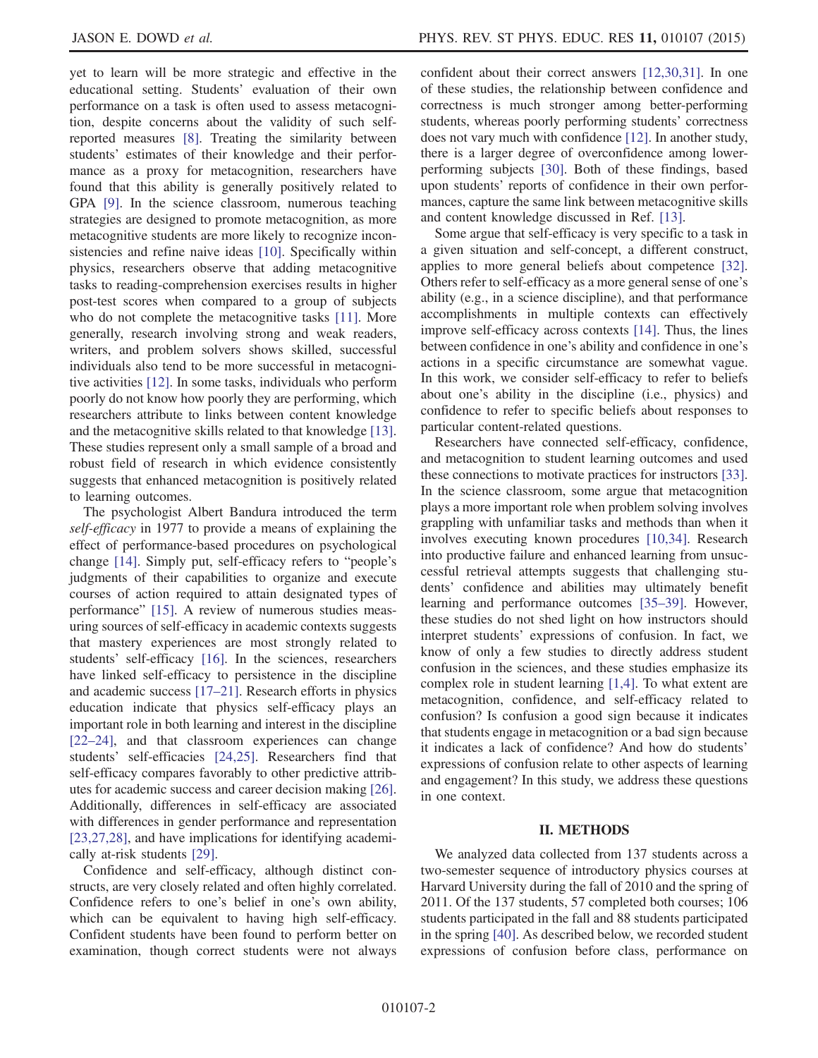yet to learn will be more strategic and effective in the educational setting. Students' evaluation of their own performance on a task is often used to assess metacognition, despite concerns about the validity of such self-reported measures [8]. Treating the similarity between students' estimates of their knowledge and their performance as a proxy for metacognition, researchers have found that this ability is generally positively related to GPA [9]. In the science classroom, numerous teaching strategies are designed to promote metacognition, as more metacognitive students are more likely to recognize inconsistencies and refine naive ideas [10]. Specifically within physics, researchers observe that adding metacognitive tasks to reading-comprehension exercises results in higher post-test scores when compared to a group of subjects who do not complete the metacognitive tasks [11]. More generally, research involving strong and weak readers, writers, and problem solvers shows skilled, successful individuals also tend to be more successful in metacognitive activities [12]. In some tasks, individuals who perform poorly do not know how poorly they are performing, which researchers attribute to links between content knowledge and the metacognitive skills related to that knowledge [13]. These studies represent only a small sample of a broad and robust field of research in which evidence consistently suggests that enhanced metacognition is positively related to learning outcomes.

The psychologist Albert Bandura introduced the term *self-efficacy* in 1977 to provide a means of explaining the effect of performance-based procedures on psychological change [14]. Simply put, self-efficacy refers to "people's judgments of their capabilities to organize and execute courses of action required to attain designated types of performance" [15]. A review of numerous studies measuring sources of self-efficacy in academic contexts suggests that mastery experiences are most strongly related to students' self-efficacy [16]. In the sciences, researchers have linked self-efficacy to persistence in the discipline and academic success [17–21]. Research efforts in physics education indicate that physics self-efficacy plays an important role in both learning and interest in the discipline [22–24], and that classroom experiences can change students' self-efficacies [24,25]. Researchers find that self-efficacy compares favorably to other predictive attributes for academic success and career decision making [26]. Additionally, differences in self-efficacy are associated with differences in gender performance and representation [23,27,28], and have implications for identifying academically at-risk students [29].

Confidence and self-efficacy, although distinct constructs, are very closely related and often highly correlated. Confidence refers to one's belief in one's own ability, which can be equivalent to having high self-efficacy. Confident students have been found to perform better on examination, though correct students were not always confident about their correct answers [12,30,31]. In one of these studies, the relationship between confidence and correctness is much stronger among better-performing students, whereas poorly performing students' correctness does not vary much with confidence [12]. In another study, there is a larger degree of overconfidence among lower-performing subjects [30]. Both of these findings, based upon students' reports of confidence in their own performances, capture the same link between metacognitive skills and content knowledge discussed in Ref. [13].

Some argue that self-efficacy is very specific to a task in a given situation and self-concept, a different construct, applies to more general beliefs about competence [32]. Others refer to self-efficacy as a more general sense of one's ability (e.g., in a science discipline), and that performance accomplishments in multiple contexts can effectively improve self-efficacy across contexts [14]. Thus, the lines between confidence in one's ability and confidence in one's actions in a specific circumstance are somewhat vague. In this work, we consider self-efficacy to refer to beliefs about one's ability in the discipline (i.e., physics) and confidence to refer to specific beliefs about responses to particular content-related questions.

Researchers have connected self-efficacy, confidence, and metacognition to student learning outcomes and used these connections to motivate practices for instructors [33]. In the science classroom, some argue that metacognition plays a more important role when problem solving involves grappling with unfamiliar tasks and methods than when it involves executing known procedures [10,34]. Research into productive failure and enhanced learning from unsuccessful retrieval attempts suggests that challenging students' confidence and abilities may ultimately benefit learning and performance outcomes [35–39]. However, these studies do not shed light on how instructors should interpret students' expressions of confusion. In fact, we know of only a few studies to directly address student confusion in the sciences, and these studies emphasize its complex role in student learning [1,4]. To what extent are metacognition, confidence, and self-efficacy related to confusion? Is confusion a good sign because it indicates that students engage in metacognition or a bad sign because it indicates a lack of confidence? And how do students' expressions of confusion relate to other aspects of learning and engagement? In this study, we address these questions in one context.

## II. METHODS

We analyzed data collected from 137 students across a two-semester sequence of introductory physics courses at Harvard University during the fall of 2010 and the spring of 2011. Of the 137 students, 57 completed both courses; 106 students participated in the fall and 88 students participated in the spring [40]. As described below, we recorded student expressions of confusion before class, performance on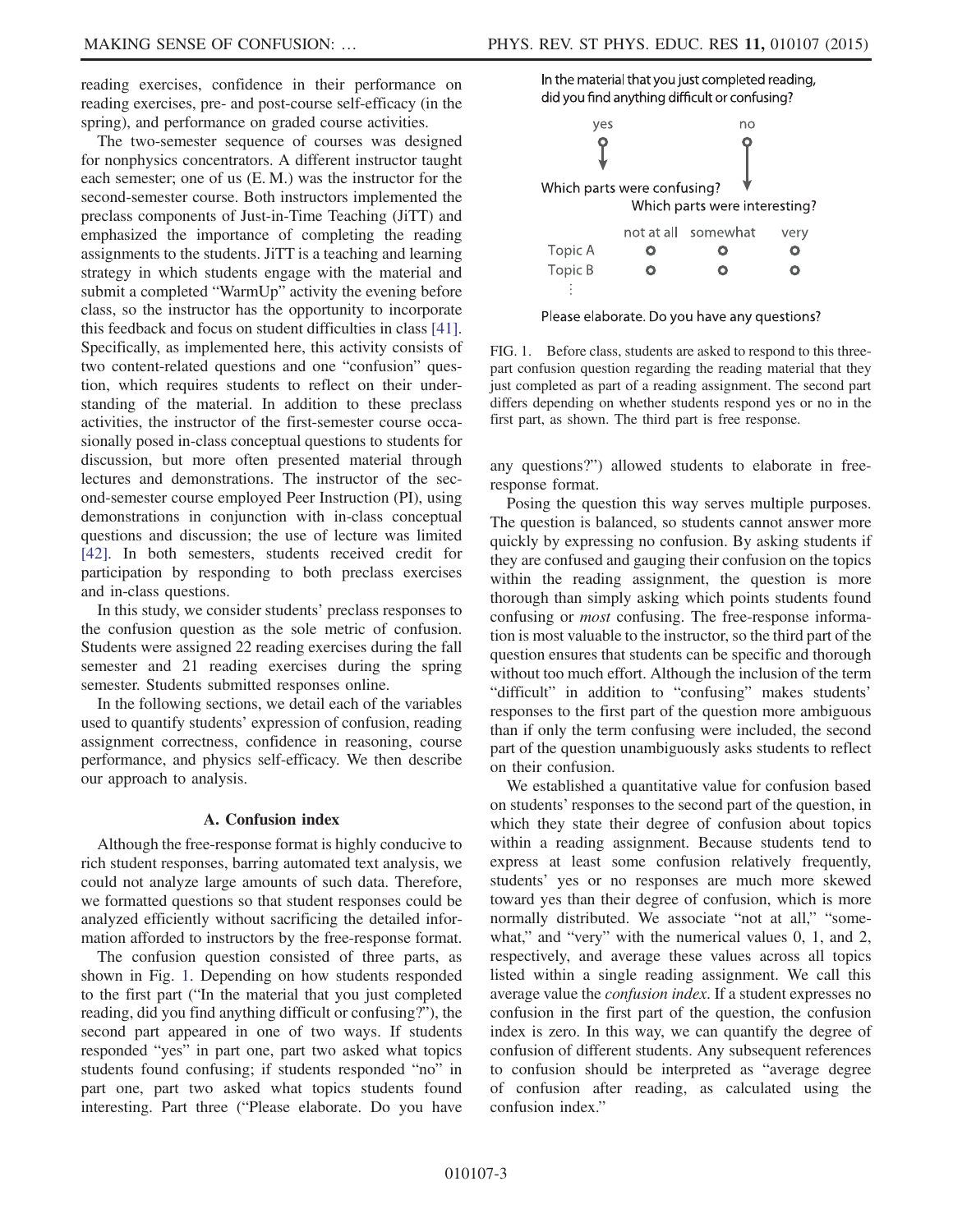reading exercises, confidence in their performance on reading exercises, pre- and post-course self-efficacy (in the spring), and performance on graded course activities.

The two-semester sequence of courses was designed for nonphysics concentrators. A different instructor taught each semester; one of us (E. M.) was the instructor for the second-semester course. Both instructors implemented the preclass components of Just-in-Time Teaching (JiTT) and emphasized the importance of completing the reading assignments to the students. JiTT is a teaching and learning strategy in which students engage with the material and submit a completed "WarmUp" activity the evening before class, so the instructor has the opportunity to incorporate this feedback and focus on student difficulties in class [41]. Specifically, as implemented here, this activity consists of two content-related questions and one "confusion" question, which requires students to reflect on their understanding of the material. In addition to these preclass activities, the instructor of the first-semester course occasionally posed in-class conceptual questions to students for discussion, but more often presented material through lectures and demonstrations. The instructor of the second-semester course employed Peer Instruction (PI), using demonstrations in conjunction with in-class conceptual questions and discussion; the use of lecture was limited [42]. In both semesters, students received credit for participation by responding to both preclass exercises and in-class questions.

In this study, we consider students' preclass responses to the confusion question as the sole metric of confusion. Students were assigned 22 reading exercises during the fall semester and 21 reading exercises during the spring semester. Students submitted responses online.

In the following sections, we detail each of the variables used to quantify students' expression of confusion, reading assignment correctness, confidence in reasoning, course performance, and physics self-efficacy. We then describe our approach to analysis.

### A. Confusion index

Although the free-response format is highly conducive to rich student responses, barring automated text analysis, we could not analyze large amounts of such data. Therefore, we formatted questions so that student responses could be analyzed efficiently without sacrificing the detailed information afforded to instructors by the free-response format.

The confusion question consisted of three parts, as shown in Fig. 1. Depending on how students responded to the first part ("In the material that you just completed reading, did you find anything difficult or confusing?"), the second part appeared in one of two ways. If students responded "yes" in part one, part two asked what topics students found confusing; if students responded "no" in part one, part two asked what topics students found interesting. Part three ("Please elaborate. Do you have any questions?") allowed students to elaborate in free-response format.

In the material that you just completed reading, did you find anything difficult or confusing?

yes — Which parts were confusing?
no — Which parts were interesting?

| | not at all | somewhat | very |
|---|---|---|---|
| Topic A | o | o | o |
| Topic B | o | o | o |
| ⋮ | | | |

Please elaborate. Do you have any questions?

FIG. 1. Before class, students are asked to respond to this three-part confusion question regarding the reading material that they just completed as part of a reading assignment. The second part differs depending on whether students respond yes or no in the first part, as shown. The third part is free response.

Posing the question this way serves multiple purposes. The question is balanced, so students cannot answer more quickly by expressing no confusion. By asking students if they are confused and gauging their confusion on the topics within the reading assignment, the question is more thorough than simply asking which points students found confusing or *most* confusing. The free-response information is most valuable to the instructor, so the third part of the question ensures that students can be specific and thorough without too much effort. Although the inclusion of the term "difficult" in addition to "confusing" makes students' responses to the first part of the question more ambiguous than if only the term confusing were included, the second part of the question unambiguously asks students to reflect on their confusion.

We established a quantitative value for confusion based on students' responses to the second part of the question, in which they state their degree of confusion about topics within a reading assignment. Because students tend to express at least some confusion relatively frequently, students' yes or no responses are much more skewed toward yes than their degree of confusion, which is more normally distributed. We associate "not at all," "somewhat," and "very" with the numerical values 0, 1, and 2, respectively, and average these values across all topics listed within a single reading assignment. We call this average value the *confusion index*. If a student expresses no confusion in the first part of the question, the confusion index is zero. In this way, we can quantify the degree of confusion of different students. Any subsequent references to confusion should be interpreted as "average degree of confusion after reading, as calculated using the confusion index."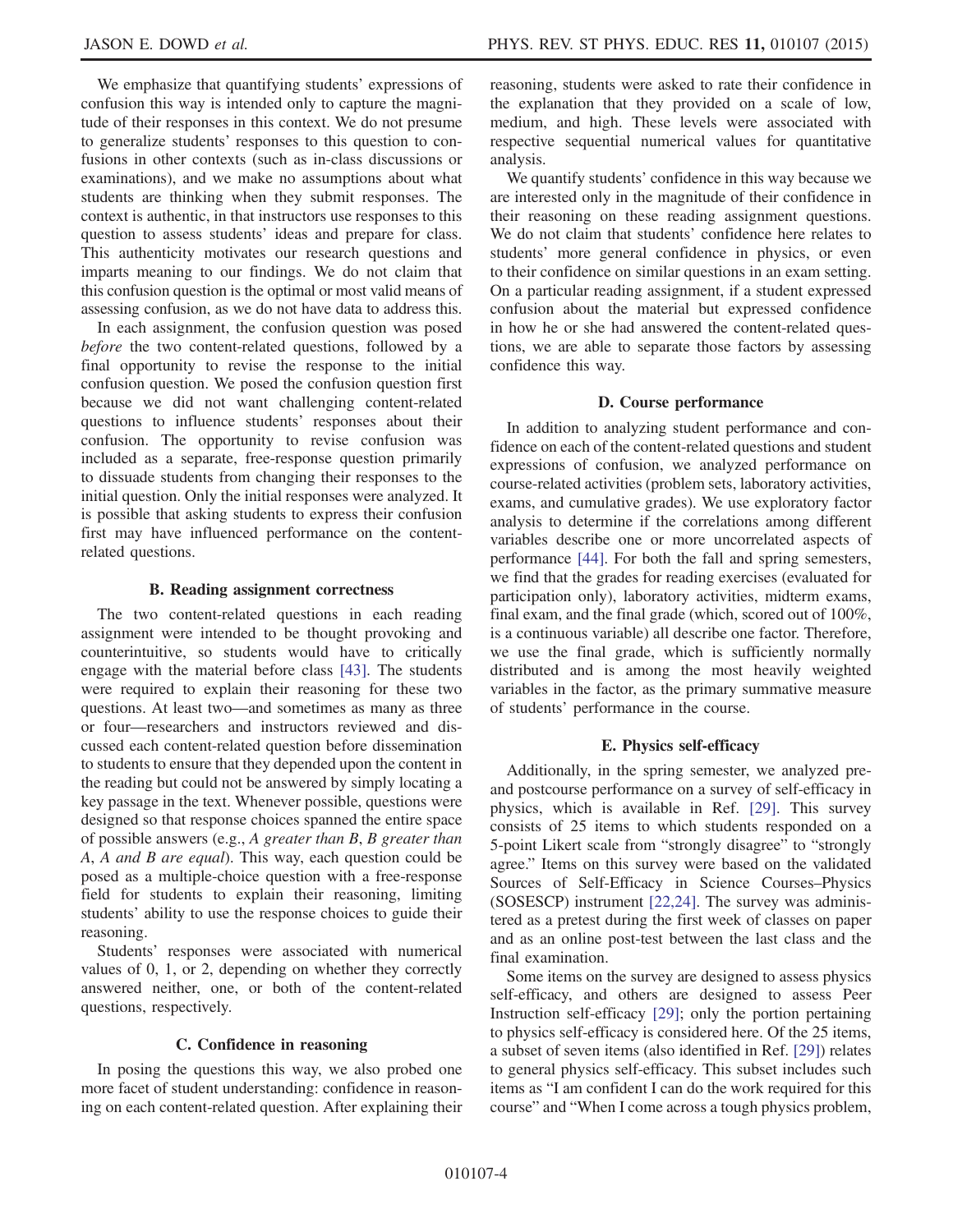We emphasize that quantifying students' expressions of confusion this way is intended only to capture the magnitude of their responses in this context. We do not presume to generalize students' responses to this question to confusions in other contexts (such as in-class discussions or examinations), and we make no assumptions about what students are thinking when they submit responses. The context is authentic, in that instructors use responses to this question to assess students' ideas and prepare for class. This authenticity motivates our research questions and imparts meaning to our findings. We do not claim that this confusion question is the optimal or most valid means of assessing confusion, as we do not have data to address this.

In each assignment, the confusion question was posed *before* the two content-related questions, followed by a final opportunity to revise the response to the initial confusion question. We posed the confusion question first because we did not want challenging content-related questions to influence students' responses about their confusion. The opportunity to revise confusion was included as a separate, free-response question primarily to dissuade students from changing their responses to the initial question. Only the initial responses were analyzed. It is possible that asking students to express their confusion first may have influenced performance on the content-related questions.

### B. Reading assignment correctness

The two content-related questions in each reading assignment were intended to be thought provoking and counterintuitive, so students would have to critically engage with the material before class [43]. The students were required to explain their reasoning for these two questions. At least two—and sometimes as many as three or four—researchers and instructors reviewed and discussed each content-related question before dissemination to students to ensure that they depended upon the content in the reading but could not be answered by simply locating a key passage in the text. Whenever possible, questions were designed so that response choices spanned the entire space of possible answers (e.g., *A greater than B*, *B greater than A*, *A and B are equal*). This way, each question could be posed as a multiple-choice question with a free-response field for students to explain their reasoning, limiting students' ability to use the response choices to guide their reasoning.

Students' responses were associated with numerical values of 0, 1, or 2, depending on whether they correctly answered neither, one, or both of the content-related questions, respectively.

### C. Confidence in reasoning

In posing the questions this way, we also probed one more facet of student understanding: confidence in reasoning on each content-related question. After explaining their reasoning, students were asked to rate their confidence in the explanation that they provided on a scale of low, medium, and high. These levels were associated with respective sequential numerical values for quantitative analysis.

We quantify students' confidence in this way because we are interested only in the magnitude of their confidence in their reasoning on these reading assignment questions. We do not claim that students' confidence here relates to students' more general confidence in physics, or even to their confidence on similar questions in an exam setting. On a particular reading assignment, if a student expressed confusion about the material but expressed confidence in how he or she had answered the content-related questions, we are able to separate those factors by assessing confidence this way.

### D. Course performance

In addition to analyzing student performance and confidence on each of the content-related questions and student expressions of confusion, we analyzed performance on course-related activities (problem sets, laboratory activities, exams, and cumulative grades). We use exploratory factor analysis to determine if the correlations among different variables describe one or more uncorrelated aspects of performance [44]. For both the fall and spring semesters, we find that the grades for reading exercises (evaluated for participation only), laboratory activities, midterm exams, final exam, and the final grade (which, scored out of 100%, is a continuous variable) all describe one factor. Therefore, we use the final grade, which is sufficiently normally distributed and is among the most heavily weighted variables in the factor, as the primary summative measure of students' performance in the course.

### E. Physics self-efficacy

Additionally, in the spring semester, we analyzed pre- and postcourse performance on a survey of self-efficacy in physics, which is available in Ref. [29]. This survey consists of 25 items to which students responded on a 5-point Likert scale from "strongly disagree" to "strongly agree." Items on this survey were based on the validated Sources of Self-Efficacy in Science Courses–Physics (SOSESCP) instrument [22,24]. The survey was administered as a pretest during the first week of classes on paper and as an online post-test between the last class and the final examination.

Some items on the survey are designed to assess physics self-efficacy, and others are designed to assess Peer Instruction self-efficacy [29]; only the portion pertaining to physics self-efficacy is considered here. Of the 25 items, a subset of seven items (also identified in Ref. [29]) relates to general physics self-efficacy. This subset includes such items as "I am confident I can do the work required for this course" and "When I come across a tough physics problem,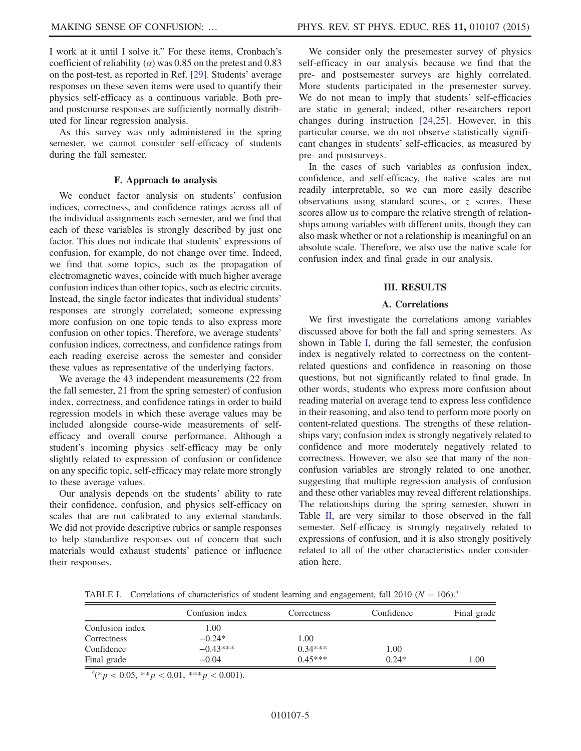I work at it until I solve it." For these items, Cronbach's coefficient of reliability ($\alpha$) was 0.85 on the pretest and 0.83 on the post-test, as reported in Ref. [29]. Students' average responses on these seven items were used to quantify their physics self-efficacy as a continuous variable. Both pre- and postcourse responses are sufficiently normally distributed for linear regression analysis.

As this survey was only administered in the spring semester, we cannot consider self-efficacy of students during the fall semester.

### F. Approach to analysis

We conduct factor analysis on students' confusion indices, correctness, and confidence ratings across all of the individual assignments each semester, and we find that each of these variables is strongly described by just one factor. This does not indicate that students' expressions of confusion, for example, do not change over time. Indeed, we find that some topics, such as the propagation of electromagnetic waves, coincide with much higher average confusion indices than other topics, such as electric circuits. Instead, the single factor indicates that individual students' responses are strongly correlated; someone expressing more confusion on one topic tends to also express more confusion on other topics. Therefore, we average students' confusion indices, correctness, and confidence ratings from each reading exercise across the semester and consider these values as representative of the underlying factors.

We average the 43 independent measurements (22 from the fall semester, 21 from the spring semester) of confusion index, correctness, and confidence ratings in order to build regression models in which these average values may be included alongside course-wide measurements of self-efficacy and overall course performance. Although a student's incoming physics self-efficacy may be only slightly related to expression of confusion or confidence on any specific topic, self-efficacy may relate more strongly to these average values.

Our analysis depends on the students' ability to rate their confidence, confusion, and physics self-efficacy on scales that are not calibrated to any external standards. We did not provide descriptive rubrics or sample responses to help standardize responses out of concern that such materials would exhaust students' patience or influence their responses.

We consider only the presemester survey of physics self-efficacy in our analysis because we find that the pre- and postsemester surveys are highly correlated. More students participated in the presemester survey. We do not mean to imply that students' self-efficacies are static in general; indeed, other researchers report changes during instruction [24,25]. However, in this particular course, we do not observe statistically significant changes in students' self-efficacies, as measured by pre- and postsurveys.

In the cases of such variables as confusion index, confidence, and self-efficacy, the native scales are not readily interpretable, so we can more easily describe observations using standard scores, or $z$ scores. These scores allow us to compare the relative strength of relationships among variables with different units, though they can also mask whether or not a relationship is meaningful on an absolute scale. Therefore, we also use the native scale for confusion index and final grade in our analysis.

## III. RESULTS

### A. Correlations

We first investigate the correlations among variables discussed above for both the fall and spring semesters. As shown in Table I, during the fall semester, the confusion index is negatively related to correctness on the content-related questions and confidence in reasoning on those questions, but not significantly related to final grade. In other words, students who express more confusion about reading material on average tend to express less confidence in their reasoning, and also tend to perform more poorly on content-related questions. The strengths of these relationships vary; confusion index is strongly negatively related to confidence and more moderately negatively related to correctness. However, we also see that many of the non-confusion variables are strongly related to one another, suggesting that multiple regression analysis of confusion and these other variables may reveal different relationships. The relationships during the spring semester, shown in Table II, are very similar to those observed in the fall semester. Self-efficacy is strongly negatively related to expressions of confusion, and it is also strongly positively related to all of the other characteristics under consideration here.

TABLE I. Correlations of characteristics of student learning and engagement, fall 2010 ($N = 106$).[a]

| | Confusion index | Correctness | Confidence | Final grade |
|---|---|---|---|---|
| Confusion index | 1.00 | | | |
| Correctness | −0.24* | 1.00 | | |
| Confidence | −0.43*** | 0.34*** | 1.00 | |
| Final grade | −0.04 | 0.45*** | 0.24* | 1.00 |

[a](* $p < 0.05$, ** $p < 0.01$, *** $p < 0.001$).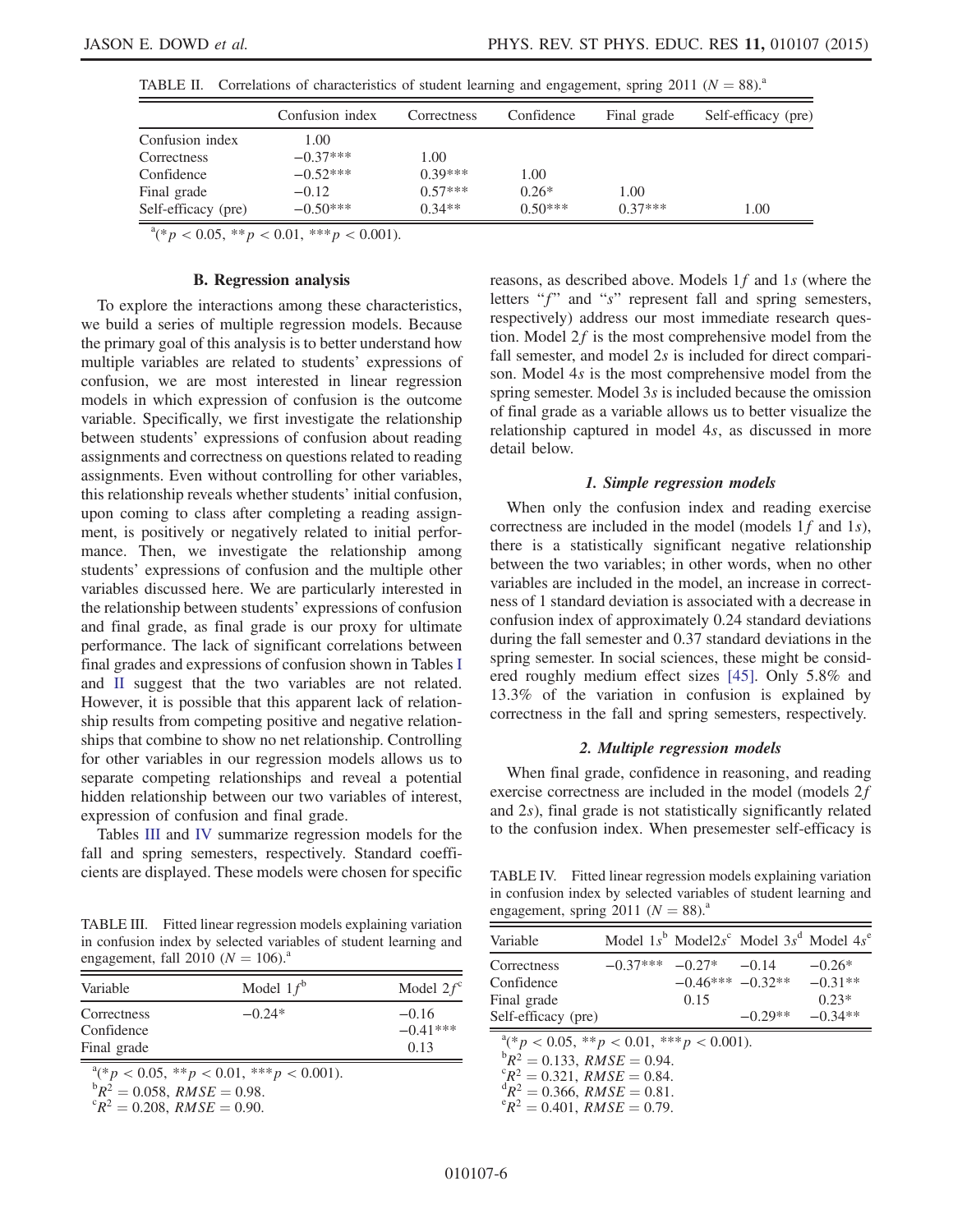TABLE II. Correlations of characteristics of student learning and engagement, spring 2011 ($N = 88$).[a]

| | Confusion index | Correctness | Confidence | Final grade | Self-efficacy (pre) |
|---|---|---|---|---|---|
| Confusion index | 1.00 | | | | |
| Correctness | −0.37*** | 1.00 | | | |
| Confidence | −0.52*** | 0.39*** | 1.00 | | |
| Final grade | −0.12 | 0.57*** | 0.26* | 1.00 | |
| Self-efficacy (pre) | −0.50*** | 0.34** | 0.50*** | 0.37*** | 1.00 |

[a](* $p < 0.05$, ** $p < 0.01$, *** $p < 0.001$).

### B. Regression analysis

To explore the interactions among these characteristics, we build a series of multiple regression models. Because the primary goal of this analysis is to better understand how multiple variables are related to students' expressions of confusion, we are most interested in linear regression models in which expression of confusion is the outcome variable. Specifically, we first investigate the relationship between students' expressions of confusion about reading assignments and correctness on questions related to reading assignments. Even without controlling for other variables, this relationship reveals whether students' initial confusion, upon coming to class after completing a reading assignment, is positively or negatively related to initial performance. Then, we investigate the relationship among students' expressions of confusion and the multiple other variables discussed here. We are particularly interested in the relationship between students' expressions of confusion and final grade, as final grade is our proxy for ultimate performance. The lack of significant correlations between final grades and expressions of confusion shown in Tables I and II suggest that the two variables are not related. However, it is possible that this apparent lack of relationship results from competing positive and negative relationships that combine to show no net relationship. Controlling for other variables in our regression models allows us to separate competing relationships and reveal a potential hidden relationship between our two variables of interest, expression of confusion and final grade.

Tables III and IV summarize regression models for the fall and spring semesters, respectively. Standard coefficients are displayed. These models were chosen for specific reasons, as described above. Models $1f$ and $1s$ (where the letters "$f$" and "$s$" represent fall and spring semesters, respectively) address our most immediate research question. Model $2f$ is the most comprehensive model from the fall semester, and model $2s$ is included for direct comparison. Model $4s$ is the most comprehensive model from the spring semester. Model $3s$ is included because the omission of final grade as a variable allows us to better visualize the relationship captured in model $4s$, as discussed in more detail below.

TABLE III. Fitted linear regression models explaining variation in confusion index by selected variables of student learning and engagement, fall 2010 ($N = 106$).[a]

| Variable | Model $1f$[b] | Model $2f$[c] |
|---|---|---|
| Correctness | −0.24* | −0.16 |
| Confidence | | −0.41*** |
| Final grade | | 0.13 |

[a](* $p < 0.05$, ** $p < 0.01$, *** $p < 0.001$).
[b]$R^2 = 0.058$, $RMSE = 0.98$.
[c]$R^2 = 0.208$, $RMSE = 0.90$.

#### 1. Simple regression models

When only the confusion index and reading exercise correctness are included in the model (models $1f$ and $1s$), there is a statistically significant negative relationship between the two variables; in other words, when no other variables are included in the model, an increase in correctness of 1 standard deviation is associated with a decrease in confusion index of approximately 0.24 standard deviations during the fall semester and 0.37 standard deviations in the spring semester. In social sciences, these might be considered roughly medium effect sizes [45]. Only 5.8% and 13.3% of the variation in confusion is explained by correctness in the fall and spring semesters, respectively.

#### 2. Multiple regression models

When final grade, confidence in reasoning, and reading exercise correctness are included in the model (models $2f$ and $2s$), final grade is not statistically significantly related to the confusion index. When presemester self-efficacy is

TABLE IV. Fitted linear regression models explaining variation in confusion index by selected variables of student learning and engagement, spring 2011 ($N = 88$).[a]

| Variable | Model $1s$[b] | Model $2s$[c] | Model $3s$[d] | Model $4s$[e] |
|---|---|---|---|---|
| Correctness | −0.37*** | −0.27* | −0.14 | −0.26* |
| Confidence | | −0.46*** | −0.32** | −0.31** |
| Final grade | | 0.15 | | 0.23* |
| Self-efficacy (pre) | | | −0.29** | −0.34** |

[a](* $p < 0.05$, ** $p < 0.01$, *** $p < 0.001$).
[b]$R^2 = 0.133$, $RMSE = 0.94$.
[c]$R^2 = 0.321$, $RMSE = 0.84$.
[d]$R^2 = 0.366$, $RMSE = 0.81$.
[e]$R^2 = 0.401$, $RMSE = 0.79$.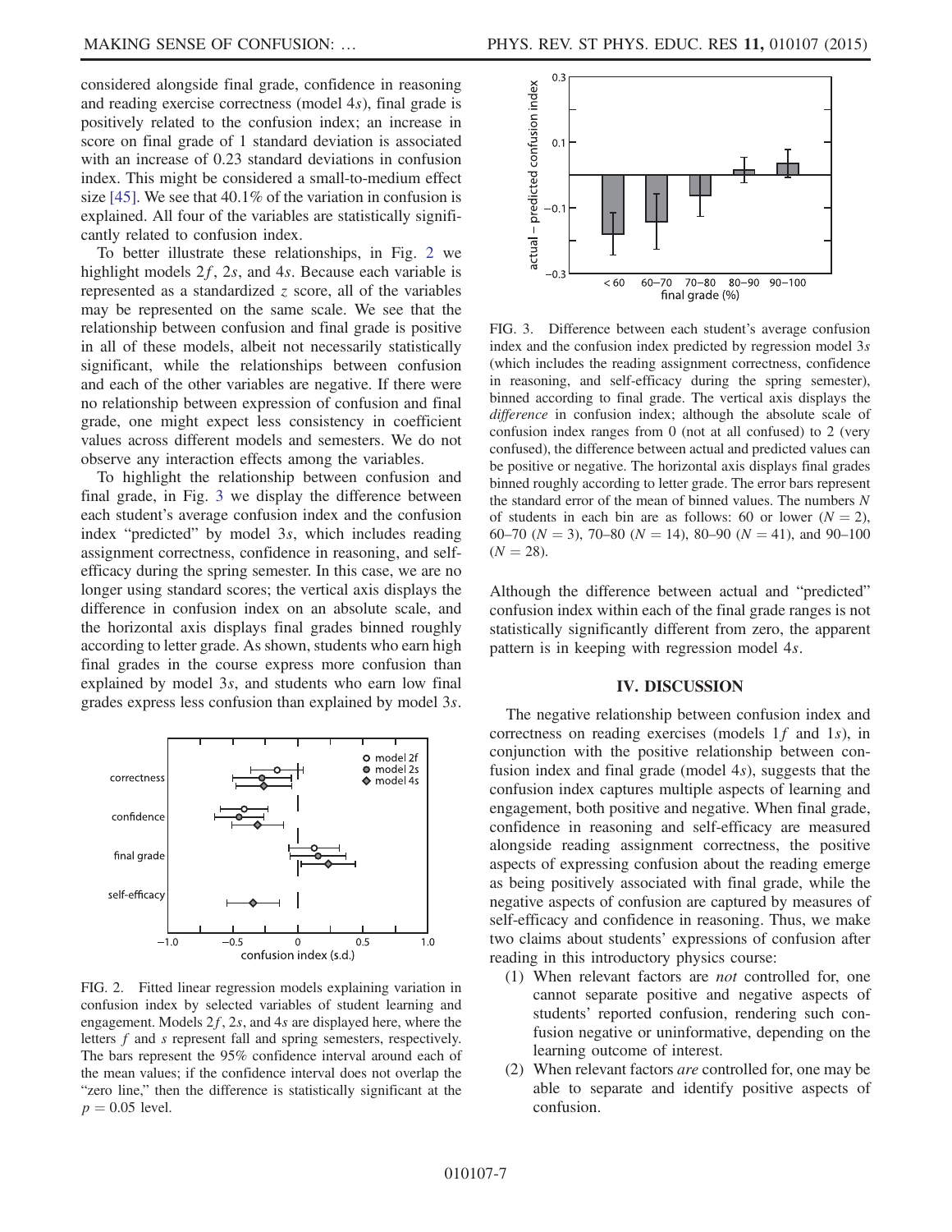considered alongside final grade, confidence in reasoning and reading exercise correctness (model 4$s$), final grade is positively related to the confusion index; an increase in score on final grade of 1 standard deviation is associated with an increase of 0.23 standard deviations in confusion index. This might be considered a small-to-medium effect size [45]. We see that 40.1% of the variation in confusion is explained. All four of the variables are statistically significantly related to confusion index.

To better illustrate these relationships, in Fig. 2 we highlight models 2$f$, 2$s$, and 4$s$. Because each variable is represented as a standardized $z$ score, all of the variables may be represented on the same scale. We see that the relationship between confusion and final grade is positive in all of these models, albeit not necessarily statistically significant, while the relationships between confusion and each of the other variables are negative. If there were no relationship between expression of confusion and final grade, one might expect less consistency in coefficient values across different models and semesters. We do not observe any interaction effects among the variables.

To highlight the relationship between confusion and final grade, in Fig. 3 we display the difference between each student's average confusion index and the confusion index "predicted" by model 3$s$, which includes reading assignment correctness, confidence in reasoning, and self-efficacy during the spring semester. In this case, we are no longer using standard scores; the vertical axis displays the difference in confusion index on an absolute scale, and the horizontal axis displays final grades binned roughly according to letter grade. As shown, students who earn high final grades in the course express more confusion than explained by model 3$s$, and students who earn low final grades express less confusion than explained by model 3$s$.

FIG. 2. Fitted linear regression models explaining variation in confusion index by selected variables of student learning and engagement. Models 2$f$, 2$s$, and 4$s$ are displayed here, where the letters $f$ and $s$ represent fall and spring semesters, respectively. The bars represent the 95% confidence interval around each of the mean values; if the confidence interval does not overlap the "zero line," then the difference is statistically significant at the $p = 0.05$ level.

FIG. 3. Difference between each student's average confusion index and the confusion index predicted by regression model 3$s$ (which includes the reading assignment correctness, confidence in reasoning, and self-efficacy during the spring semester), binned according to final grade. The vertical axis displays the *difference* in confusion index; although the absolute scale of confusion index ranges from 0 (not at all confused) to 2 (very confused), the difference between actual and predicted values can be positive or negative. The horizontal axis displays final grades binned roughly according to letter grade. The error bars represent the standard error of the mean of binned values. The numbers $N$ of students in each bin are as follows: 60 or lower ($N = 2$), 60–70 ($N = 3$), 70–80 ($N = 14$), 80–90 ($N = 41$), and 90–100 ($N = 28$).

Although the difference between actual and "predicted" confusion index within each of the final grade ranges is not statistically significantly different from zero, the apparent pattern is in keeping with regression model 4$s$.

## IV. DISCUSSION

The negative relationship between confusion index and correctness on reading exercises (models 1$f$ and 1$s$), in conjunction with the positive relationship between confusion index and final grade (model 4$s$), suggests that the confusion index captures multiple aspects of learning and engagement, both positive and negative. When final grade, confidence in reasoning and self-efficacy are measured alongside reading assignment correctness, the positive aspects of expressing confusion about the reading emerge as being positively associated with final grade, while the negative aspects of confusion are captured by measures of self-efficacy and confidence in reasoning. Thus, we make two claims about students' expressions of confusion after reading in this introductory physics course:

(1) When relevant factors are *not* controlled for, one cannot separate positive and negative aspects of students' reported confusion, rendering such confusion negative or uninformative, depending on the learning outcome of interest.

(2) When relevant factors *are* controlled for, one may be able to separate and identify positive aspects of confusion.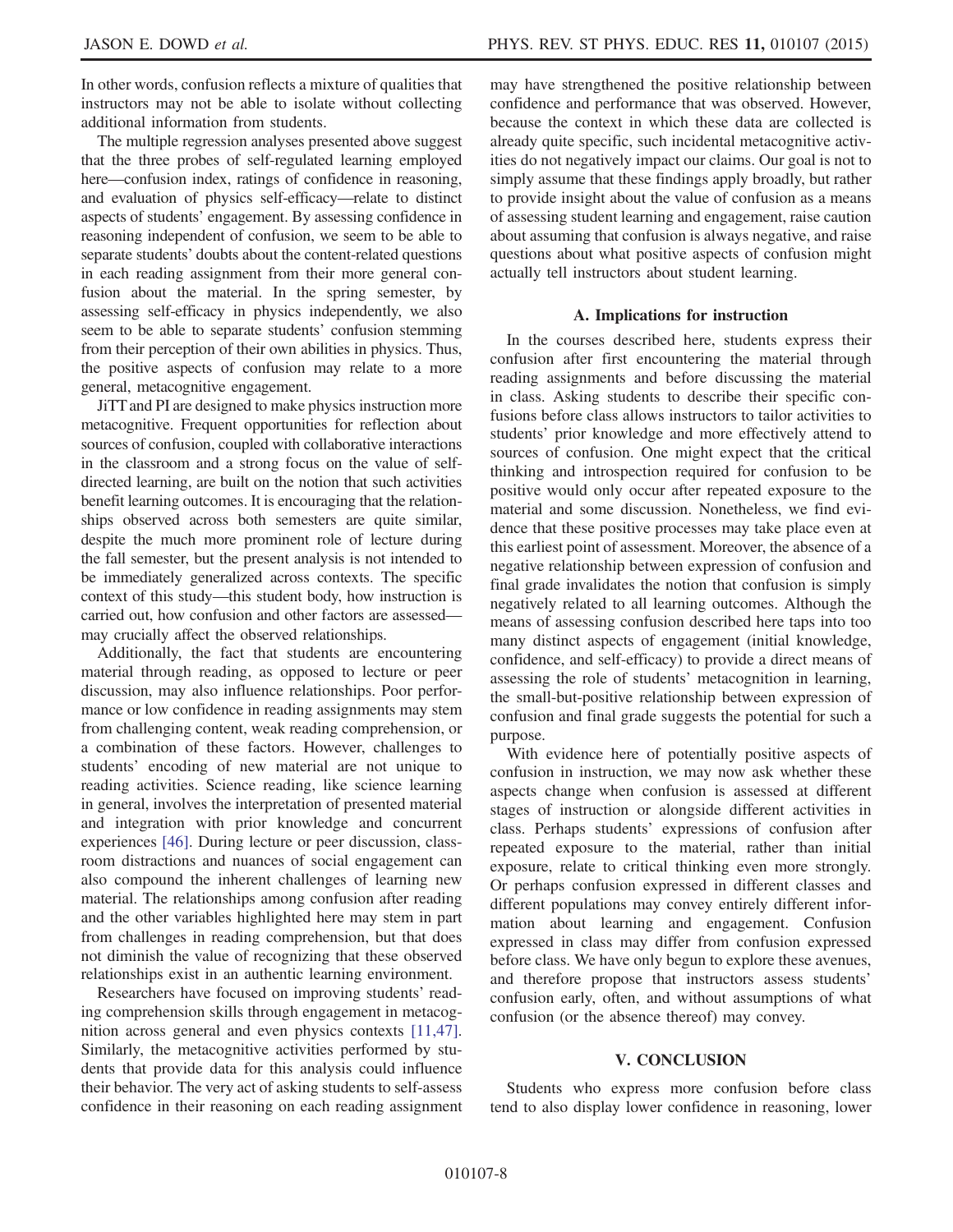In other words, confusion reflects a mixture of qualities that instructors may not be able to isolate without collecting additional information from students.

The multiple regression analyses presented above suggest that the three probes of self-regulated learning employed here—confusion index, ratings of confidence in reasoning, and evaluation of physics self-efficacy—relate to distinct aspects of students' engagement. By assessing confidence in reasoning independent of confusion, we seem to be able to separate students' doubts about the content-related questions in each reading assignment from their more general confusion about the material. In the spring semester, by assessing self-efficacy in physics independently, we also seem to be able to separate students' confusion stemming from their perception of their own abilities in physics. Thus, the positive aspects of confusion may relate to a more general, metacognitive engagement.

JiTT and PI are designed to make physics instruction more metacognitive. Frequent opportunities for reflection about sources of confusion, coupled with collaborative interactions in the classroom and a strong focus on the value of self-directed learning, are built on the notion that such activities benefit learning outcomes. It is encouraging that the relationships observed across both semesters are quite similar, despite the much more prominent role of lecture during the fall semester, but the present analysis is not intended to be immediately generalized across contexts. The specific context of this study—this student body, how instruction is carried out, how confusion and other factors are assessed—may crucially affect the observed relationships.

Additionally, the fact that students are encountering material through reading, as opposed to lecture or peer discussion, may also influence relationships. Poor performance or low confidence in reading assignments may stem from challenging content, weak reading comprehension, or a combination of these factors. However, challenges to students' encoding of new material are not unique to reading activities. Science reading, like science learning in general, involves the interpretation of presented material and integration with prior knowledge and concurrent experiences [46]. During lecture or peer discussion, classroom distractions and nuances of social engagement can also compound the inherent challenges of learning new material. The relationships among confusion after reading and the other variables highlighted here may stem in part from challenges in reading comprehension, but that does not diminish the value of recognizing that these observed relationships exist in an authentic learning environment.

Researchers have focused on improving students' reading comprehension skills through engagement in metacognition across general and even physics contexts [11,47]. Similarly, the metacognitive activities performed by students that provide data for this analysis could influence their behavior. The very act of asking students to self-assess confidence in their reasoning on each reading assignment may have strengthened the positive relationship between confidence and performance that was observed. However, because the context in which these data are collected is already quite specific, such incidental metacognitive activities do not negatively impact our claims. Our goal is not to simply assume that these findings apply broadly, but rather to provide insight about the value of confusion as a means of assessing student learning and engagement, raise caution about assuming that confusion is always negative, and raise questions about what positive aspects of confusion might actually tell instructors about student learning.

### A. Implications for instruction

In the courses described here, students express their confusion after first encountering the material through reading assignments and before discussing the material in class. Asking students to describe their specific confusions before class allows instructors to tailor activities to students' prior knowledge and more effectively attend to sources of confusion. One might expect that the critical thinking and introspection required for confusion to be positive would only occur after repeated exposure to the material and some discussion. Nonetheless, we find evidence that these positive processes may take place even at this earliest point of assessment. Moreover, the absence of a negative relationship between expression of confusion and final grade invalidates the notion that confusion is simply negatively related to all learning outcomes. Although the means of assessing confusion described here taps into too many distinct aspects of engagement (initial knowledge, confidence, and self-efficacy) to provide a direct means of assessing the role of students' metacognition in learning, the small-but-positive relationship between expression of confusion and final grade suggests the potential for such a purpose.

With evidence here of potentially positive aspects of confusion in instruction, we may now ask whether these aspects change when confusion is assessed at different stages of instruction or alongside different activities in class. Perhaps students' expressions of confusion after repeated exposure to the material, rather than initial exposure, relate to critical thinking even more strongly. Or perhaps confusion expressed in different classes and different populations may convey entirely different information about learning and engagement. Confusion expressed in class may differ from confusion expressed before class. We have only begun to explore these avenues, and therefore propose that instructors assess students' confusion early, often, and without assumptions of what confusion (or the absence thereof) may convey.

## V. CONCLUSION

Students who express more confusion before class tend to also display lower confidence in reasoning, lower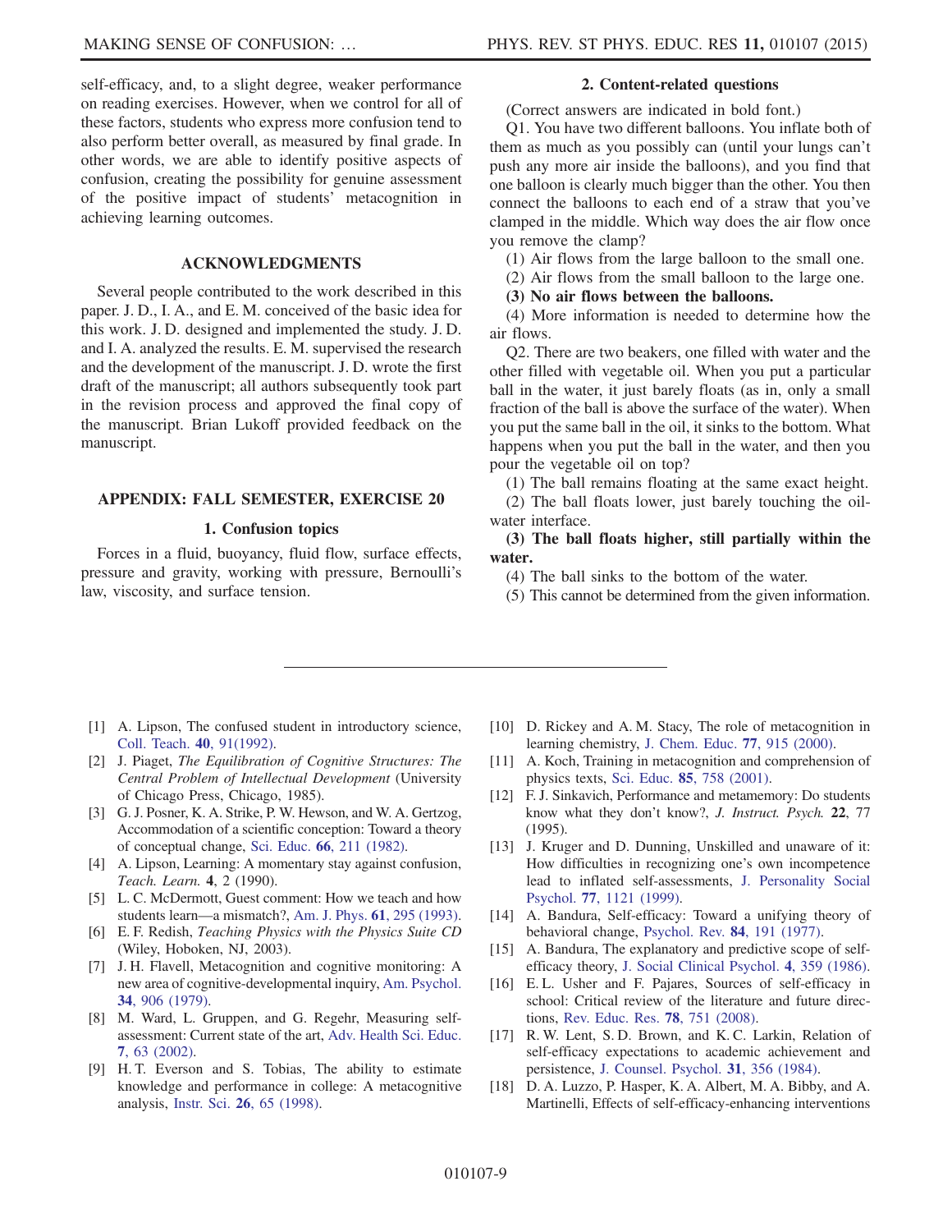self-efficacy, and, to a slight degree, weaker performance on reading exercises. However, when we control for all of these factors, students who express more confusion tend to also perform better overall, as measured by final grade. In other words, we are able to identify positive aspects of confusion, creating the possibility for genuine assessment of the positive impact of students' metacognition in achieving learning outcomes.

## ACKNOWLEDGMENTS

Several people contributed to the work described in this paper. J. D., I. A., and E. M. conceived of the basic idea for this work. J. D. designed and implemented the study. J. D. and I. A. analyzed the results. E. M. supervised the research and the development of the manuscript. J. D. wrote the first draft of the manuscript; all authors subsequently took part in the revision process and approved the final copy of the manuscript. Brian Lukoff provided feedback on the manuscript.

## APPENDIX: FALL SEMESTER, EXERCISE 20

### 1. Confusion topics

Forces in a fluid, buoyancy, fluid flow, surface effects, pressure and gravity, working with pressure, Bernoulli's law, viscosity, and surface tension.

### 2. Content-related questions

(Correct answers are indicated in bold font.)

Q1. You have two different balloons. You inflate both of them as much as you possibly can (until your lungs can't push any more air inside the balloons), and you find that one balloon is clearly much bigger than the other. You then connect the balloons to each end of a straw that you've clamped in the middle. Which way does the air flow once you remove the clamp?

(1) Air flows from the large balloon to the small one.

(2) Air flows from the small balloon to the large one.

**(3) No air flows between the balloons.**

(4) More information is needed to determine how the air flows.

Q2. There are two beakers, one filled with water and the other filled with vegetable oil. When you put a particular ball in the water, it just barely floats (as in, only a small fraction of the ball is above the surface of the water). When you put the same ball in the oil, it sinks to the bottom. What happens when you put the ball in the water, and then you pour the vegetable oil on top?

(1) The ball remains floating at the same exact height.

(2) The ball floats lower, just barely touching the oil-water interface.

**(3) The ball floats higher, still partially within the water.**

(4) The ball sinks to the bottom of the water.

(5) This cannot be determined from the given information.

---

[1] A. Lipson, The confused student in introductory science, Coll. Teach. **40**, 91(1992).

[2] J. Piaget, *The Equilibration of Cognitive Structures: The Central Problem of Intellectual Development* (University of Chicago Press, Chicago, 1985).

[3] G. J. Posner, K. A. Strike, P. W. Hewson, and W. A. Gertzog, Accommodation of a scientific conception: Toward a theory of conceptual change, Sci. Educ. **66**, 211 (1982).

[4] A. Lipson, Learning: A momentary stay against confusion, *Teach. Learn.* **4**, 2 (1990).

[5] L. C. McDermott, Guest comment: How we teach and how students learn—a mismatch?, Am. J. Phys. **61**, 295 (1993).

[6] E. F. Redish, *Teaching Physics with the Physics Suite CD* (Wiley, Hoboken, NJ, 2003).

[7] J. H. Flavell, Metacognition and cognitive monitoring: A new area of cognitive-developmental inquiry, Am. Psychol. **34**, 906 (1979).

[8] M. Ward, L. Gruppen, and G. Regehr, Measuring self-assessment: Current state of the art, Adv. Health Sci. Educ. **7**, 63 (2002).

[9] H. T. Everson and S. Tobias, The ability to estimate knowledge and performance in college: A metacognitive analysis, Instr. Sci. **26**, 65 (1998).

[10] D. Rickey and A. M. Stacy, The role of metacognition in learning chemistry, J. Chem. Educ. **77**, 915 (2000).

[11] A. Koch, Training in metacognition and comprehension of physics texts, Sci. Educ. **85**, 758 (2001).

[12] F. J. Sinkavich, Performance and metamemory: Do students know what they don't know?, *J. Instruct. Psych.* **22**, 77 (1995).

[13] J. Kruger and D. Dunning, Unskilled and unaware of it: How difficulties in recognizing one's own incompetence lead to inflated self-assessments, J. Personality Social Psychol. **77**, 1121 (1999).

[14] A. Bandura, Self-efficacy: Toward a unifying theory of behavioral change, Psychol. Rev. **84**, 191 (1977).

[15] A. Bandura, The explanatory and predictive scope of self-efficacy theory, J. Social Clinical Psychol. **4**, 359 (1986).

[16] E. L. Usher and F. Pajares, Sources of self-efficacy in school: Critical review of the literature and future directions, Rev. Educ. Res. **78**, 751 (2008).

[17] R. W. Lent, S. D. Brown, and K. C. Larkin, Relation of self-efficacy expectations to academic achievement and persistence, J. Counsel. Psychol. **31**, 356 (1984).

[18] D. A. Luzzo, P. Hasper, K. A. Albert, M. A. Bibby, and A. Martinelli, Effects of self-efficacy-enhancing interventions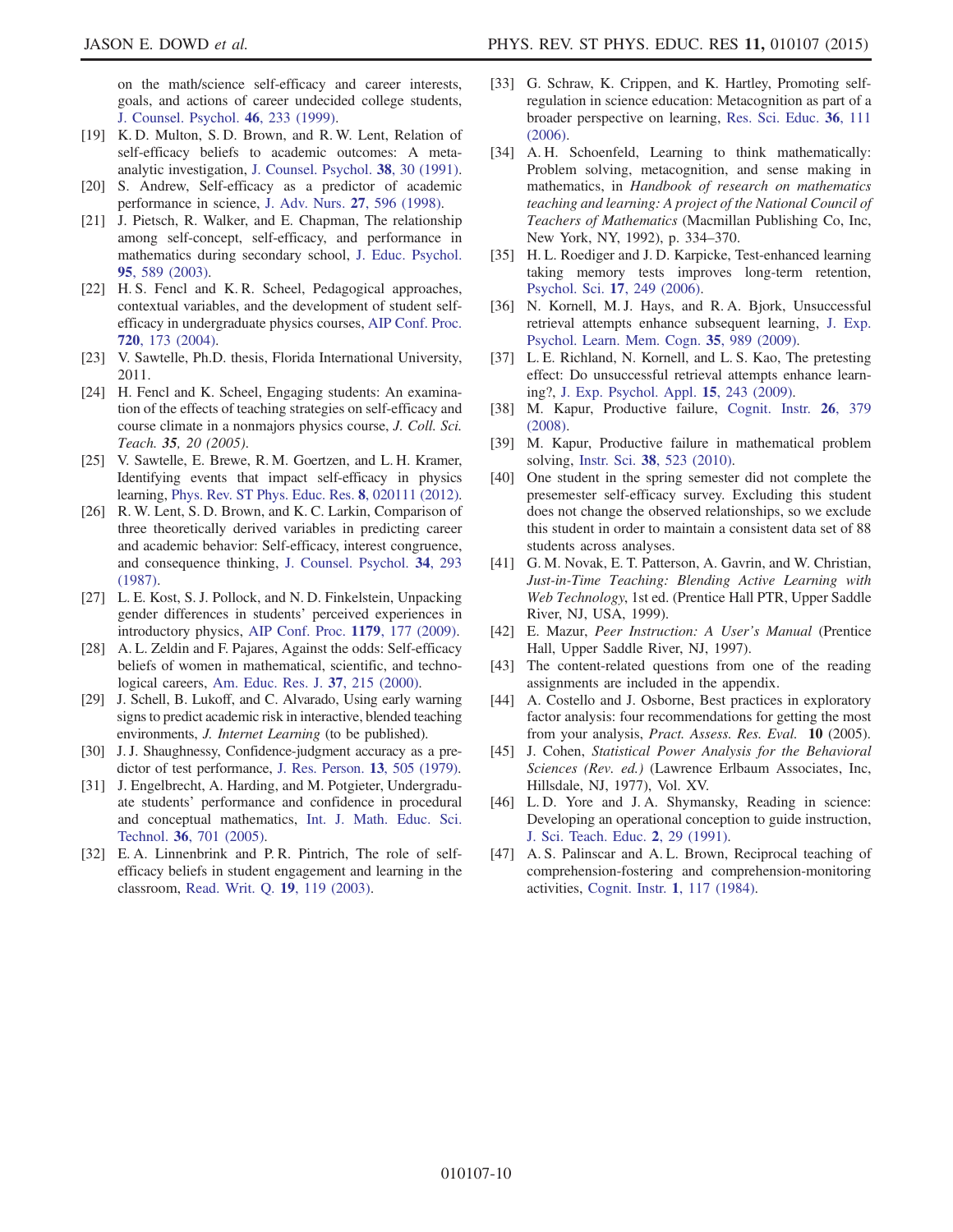on the math/science self-efficacy and career interests, goals, and actions of career undecided college students, J. Counsel. Psychol. **46**, 233 (1999).

[19] K. D. Multon, S. D. Brown, and R. W. Lent, Relation of self-efficacy beliefs to academic outcomes: A meta-analytic investigation, J. Counsel. Psychol. **38**, 30 (1991).

[20] S. Andrew, Self-efficacy as a predictor of academic performance in science, J. Adv. Nurs. **27**, 596 (1998).

[21] J. Pietsch, R. Walker, and E. Chapman, The relationship among self-concept, self-efficacy, and performance in mathematics during secondary school, J. Educ. Psychol. **95**, 589 (2003).

[22] H. S. Fencl and K. R. Scheel, Pedagogical approaches, contextual variables, and the development of student self-efficacy in undergraduate physics courses, AIP Conf. Proc. **720**, 173 (2004).

[23] V. Sawtelle, Ph.D. thesis, Florida International University, 2011.

[24] H. Fencl and K. Scheel, Engaging students: An examination of the effects of teaching strategies on self-efficacy and course climate in a nonmajors physics course, *J. Coll. Sci. Teach.* **35**, 20 (2005).

[25] V. Sawtelle, E. Brewe, R. M. Goertzen, and L. H. Kramer, Identifying events that impact self-efficacy in physics learning, Phys. Rev. ST Phys. Educ. Res. **8**, 020111 (2012).

[26] R. W. Lent, S. D. Brown, and K. C. Larkin, Comparison of three theoretically derived variables in predicting career and academic behavior: Self-efficacy, interest congruence, and consequence thinking, J. Counsel. Psychol. **34**, 293 (1987).

[27] L. E. Kost, S. J. Pollock, and N. D. Finkelstein, Unpacking gender differences in students' perceived experiences in introductory physics, AIP Conf. Proc. **1179**, 177 (2009).

[28] A. L. Zeldin and F. Pajares, Against the odds: Self-efficacy beliefs of women in mathematical, scientific, and technological careers, Am. Educ. Res. J. **37**, 215 (2000).

[29] J. Schell, B. Lukoff, and C. Alvarado, Using early warning signs to predict academic risk in interactive, blended teaching environments, *J. Internet Learning* (to be published).

[30] J. J. Shaughnessy, Confidence-judgment accuracy as a predictor of test performance, J. Res. Person. **13**, 505 (1979).

[31] J. Engelbrecht, A. Harding, and M. Potgieter, Undergraduate students' performance and confidence in procedural and conceptual mathematics, Int. J. Math. Educ. Sci. Technol. **36**, 701 (2005).

[32] E. A. Linnenbrink and P. R. Pintrich, The role of self-efficacy beliefs in student engagement and learning in the classroom, Read. Writ. Q. **19**, 119 (2003).

[33] G. Schraw, K. Crippen, and K. Hartley, Promoting self-regulation in science education: Metacognition as part of a broader perspective on learning, Res. Sci. Educ. **36**, 111 (2006).

[34] A. H. Schoenfeld, Learning to think mathematically: Problem solving, metacognition, and sense making in mathematics, in *Handbook of research on mathematics teaching and learning: A project of the National Council of Teachers of Mathematics* (Macmillan Publishing Co, Inc, New York, NY, 1992), p. 334–370.

[35] H. L. Roediger and J. D. Karpicke, Test-enhanced learning taking memory tests improves long-term retention, Psychol. Sci. **17**, 249 (2006).

[36] N. Kornell, M. J. Hays, and R. A. Bjork, Unsuccessful retrieval attempts enhance subsequent learning, J. Exp. Psychol. Learn. Mem. Cogn. **35**, 989 (2009).

[37] L. E. Richland, N. Kornell, and L. S. Kao, The pretesting effect: Do unsuccessful retrieval attempts enhance learning?, J. Exp. Psychol. Appl. **15**, 243 (2009).

[38] M. Kapur, Productive failure, Cognit. Instr. **26**, 379 (2008).

[39] M. Kapur, Productive failure in mathematical problem solving, Instr. Sci. **38**, 523 (2010).

[40] One student in the spring semester did not complete the presemester self-efficacy survey. Excluding this student does not change the observed relationships, so we exclude this student in order to maintain a consistent data set of 88 students across analyses.

[41] G. M. Novak, E. T. Patterson, A. Gavrin, and W. Christian, *Just-in-Time Teaching: Blending Active Learning with Web Technology*, 1st ed. (Prentice Hall PTR, Upper Saddle River, NJ, USA, 1999).

[42] E. Mazur, *Peer Instruction: A User's Manual* (Prentice Hall, Upper Saddle River, NJ, 1997).

[43] The content-related questions from one of the reading assignments are included in the appendix.

[44] A. Costello and J. Osborne, Best practices in exploratory factor analysis: four recommendations for getting the most from your analysis, *Pract. Assess. Res. Eval.* **10** (2005).

[45] J. Cohen, *Statistical Power Analysis for the Behavioral Sciences (Rev. ed.)* (Lawrence Erlbaum Associates, Inc, Hillsdale, NJ, 1977), Vol. XV.

[46] L. D. Yore and J. A. Shymansky, Reading in science: Developing an operational conception to guide instruction, J. Sci. Teach. Educ. **2**, 29 (1991).

[47] A. S. Palinscar and A. L. Brown, Reciprocal teaching of comprehension-fostering and comprehension-monitoring activities, Cognit. Instr. **1**, 117 (1984).